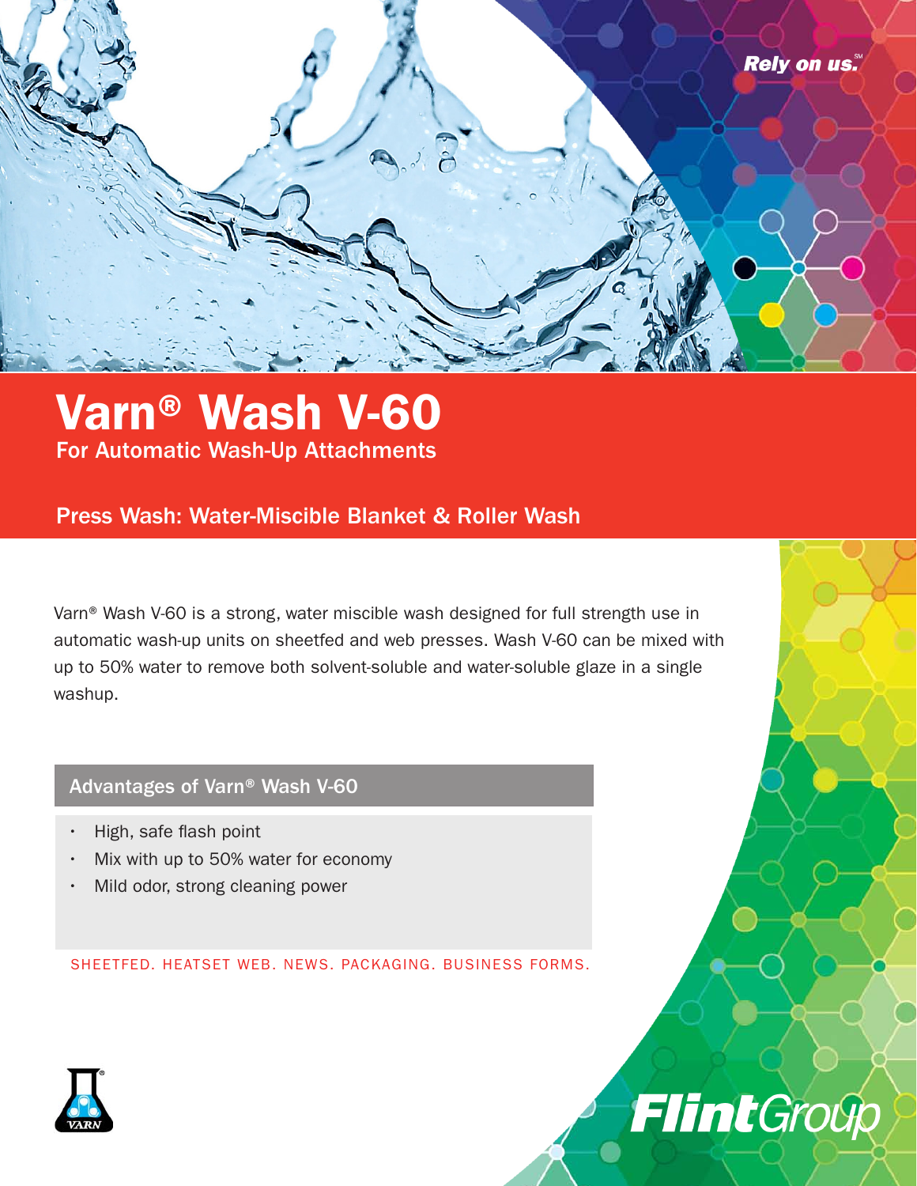Rely on us.℠

# Varn® Wash V-60

## For Automatic Wash-Up Attachments

### Press Wash: Water-Miscible Blanket & Roller Wash

Varn® Wash V-60 is a strong, water miscible wash designed for full strength use in automatic wash-up units on sheetfed and web presses. Wash V-60 can be mixed with up to 50% water to remove both solvent-soluble and water-soluble glaze in a single washup.

### Advantages of Varn® Wash V-60

- High, safe flash point
- Mix with up to 50% water for economy
- Mild odor, strong cleaning power

SHEETFED. HEATSET WEB. NEWS. PACKAGING. BUSINESS FORMS.

VARN

FlintGroup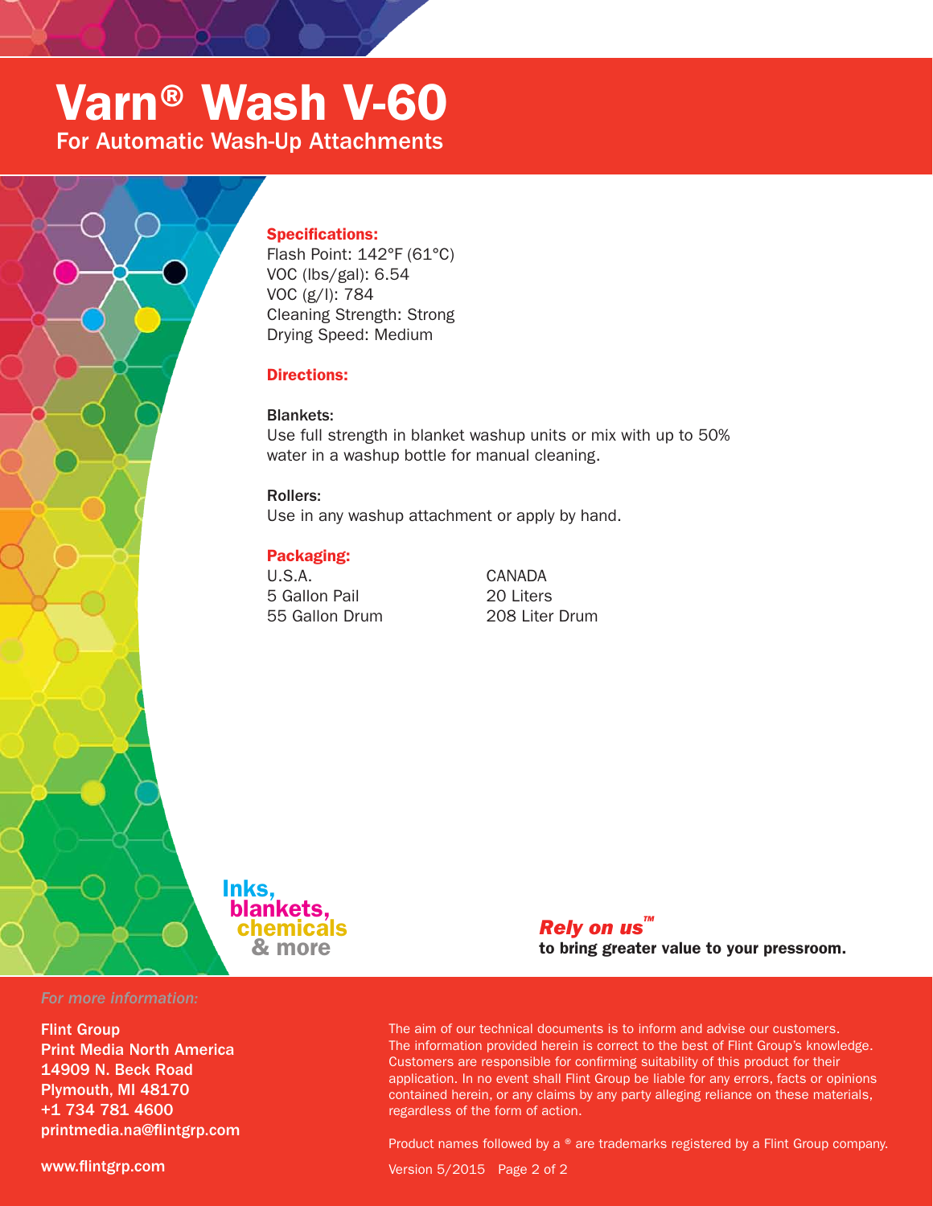# Varn® Wash V-60

## For Automatic Wash-Up Attachments

**Specifications:**

Flash Point: 142°F (61°C)
VOC (lbs/gal): 6.54
VOC (g/l): 784
Cleaning Strength: Strong
Drying Speed: Medium

**Directions:**

**Blankets:**
Use full strength in blanket washup units or mix with up to 50% water in a washup bottle for manual cleaning.

**Rollers:**
Use in any washup attachment or apply by hand.

**Packaging:**

| U.S.A. | CANADA |
|---|---|
| 5 Gallon Pail | 20 Liters |
| 55 Gallon Drum | 208 Liter Drum |

Inks, blankets, chemicals & more

***Rely on us™***
**to bring greater value to your pressroom.**

*For more information:*

**Flint Group**
**Print Media North America**
**14909 N. Beck Road**
**Plymouth, MI 48170**
**+1 734 781 4600**
**printmedia.na@flintgrp.com**

**www.flintgrp.com**

The aim of our technical documents is to inform and advise our customers. The information provided herein is correct to the best of Flint Group's knowledge. Customers are responsible for confirming suitability of this product for their application. In no event shall Flint Group be liable for any errors, facts or opinions contained herein, or any claims by any party alleging reliance on these materials, regardless of the form of action.

Product names followed by a ® are trademarks registered by a Flint Group company.

Version 5/2015